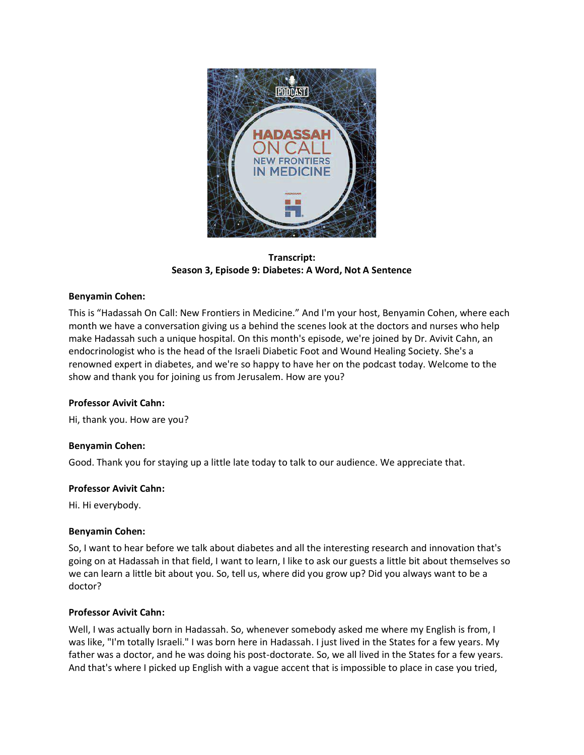**Transcript:**
**Season 3, Episode 9: Diabetes: A Word, Not A Sentence**

**Benyamin Cohen:**

This is "Hadassah On Call: New Frontiers in Medicine." And I'm your host, Benyamin Cohen, where each month we have a conversation giving us a behind the scenes look at the doctors and nurses who help make Hadassah such a unique hospital. On this month's episode, we're joined by Dr. Avivit Cahn, an endocrinologist who is the head of the Israeli Diabetic Foot and Wound Healing Society. She's a renowned expert in diabetes, and we're so happy to have her on the podcast today. Welcome to the show and thank you for joining us from Jerusalem. How are you?

**Professor Avivit Cahn:**

Hi, thank you. How are you?

**Benyamin Cohen:**

Good. Thank you for staying up a little late today to talk to our audience. We appreciate that.

**Professor Avivit Cahn:**

Hi. Hi everybody.

**Benyamin Cohen:**

So, I want to hear before we talk about diabetes and all the interesting research and innovation that's going on at Hadassah in that field, I want to learn, I like to ask our guests a little bit about themselves so we can learn a little bit about you. So, tell us, where did you grow up? Did you always want to be a doctor?

**Professor Avivit Cahn:**

Well, I was actually born in Hadassah. So, whenever somebody asked me where my English is from, I was like, "I'm totally Israeli." I was born here in Hadassah. I just lived in the States for a few years. My father was a doctor, and he was doing his post-doctorate. So, we all lived in the States for a few years. And that's where I picked up English with a vague accent that is impossible to place in case you tried,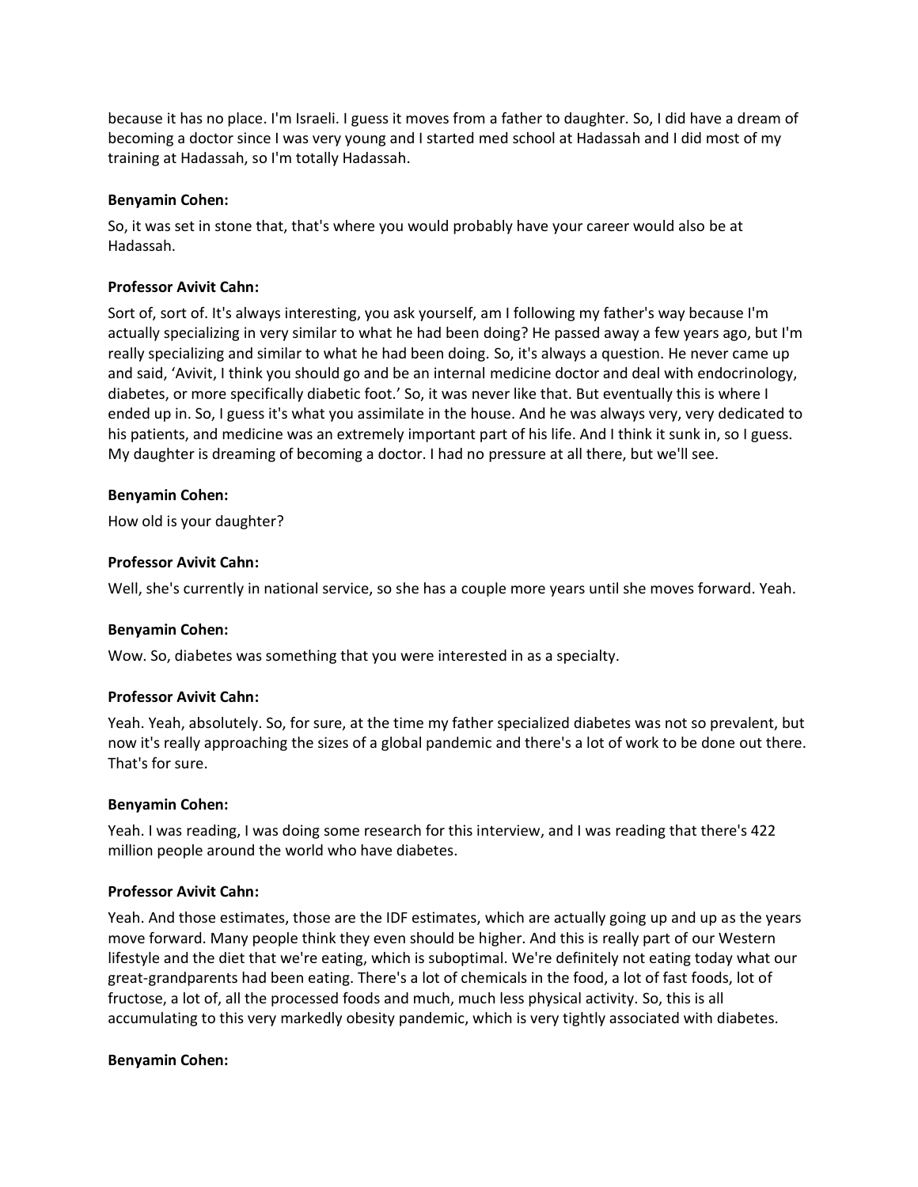because it has no place. I'm Israeli. I guess it moves from a father to daughter. So, I did have a dream of becoming a doctor since I was very young and I started med school at Hadassah and I did most of my training at Hadassah, so I'm totally Hadassah.

**Benyamin Cohen:**

So, it was set in stone that, that's where you would probably have your career would also be at Hadassah.

**Professor Avivit Cahn:**

Sort of, sort of. It's always interesting, you ask yourself, am I following my father's way because I'm actually specializing in very similar to what he had been doing? He passed away a few years ago, but I'm really specializing and similar to what he had been doing. So, it's always a question. He never came up and said, 'Avivit, I think you should go and be an internal medicine doctor and deal with endocrinology, diabetes, or more specifically diabetic foot.' So, it was never like that. But eventually this is where I ended up in. So, I guess it's what you assimilate in the house. And he was always very, very dedicated to his patients, and medicine was an extremely important part of his life. And I think it sunk in, so I guess. My daughter is dreaming of becoming a doctor. I had no pressure at all there, but we'll see.

**Benyamin Cohen:**

How old is your daughter?

**Professor Avivit Cahn:**

Well, she's currently in national service, so she has a couple more years until she moves forward. Yeah.

**Benyamin Cohen:**

Wow. So, diabetes was something that you were interested in as a specialty.

**Professor Avivit Cahn:**

Yeah. Yeah, absolutely. So, for sure, at the time my father specialized diabetes was not so prevalent, but now it's really approaching the sizes of a global pandemic and there's a lot of work to be done out there. That's for sure.

**Benyamin Cohen:**

Yeah. I was reading, I was doing some research for this interview, and I was reading that there's 422 million people around the world who have diabetes.

**Professor Avivit Cahn:**

Yeah. And those estimates, those are the IDF estimates, which are actually going up and up as the years move forward. Many people think they even should be higher. And this is really part of our Western lifestyle and the diet that we're eating, which is suboptimal. We're definitely not eating today what our great-grandparents had been eating. There's a lot of chemicals in the food, a lot of fast foods, lot of fructose, a lot of, all the processed foods and much, much less physical activity. So, this is all accumulating to this very markedly obesity pandemic, which is very tightly associated with diabetes.

**Benyamin Cohen:**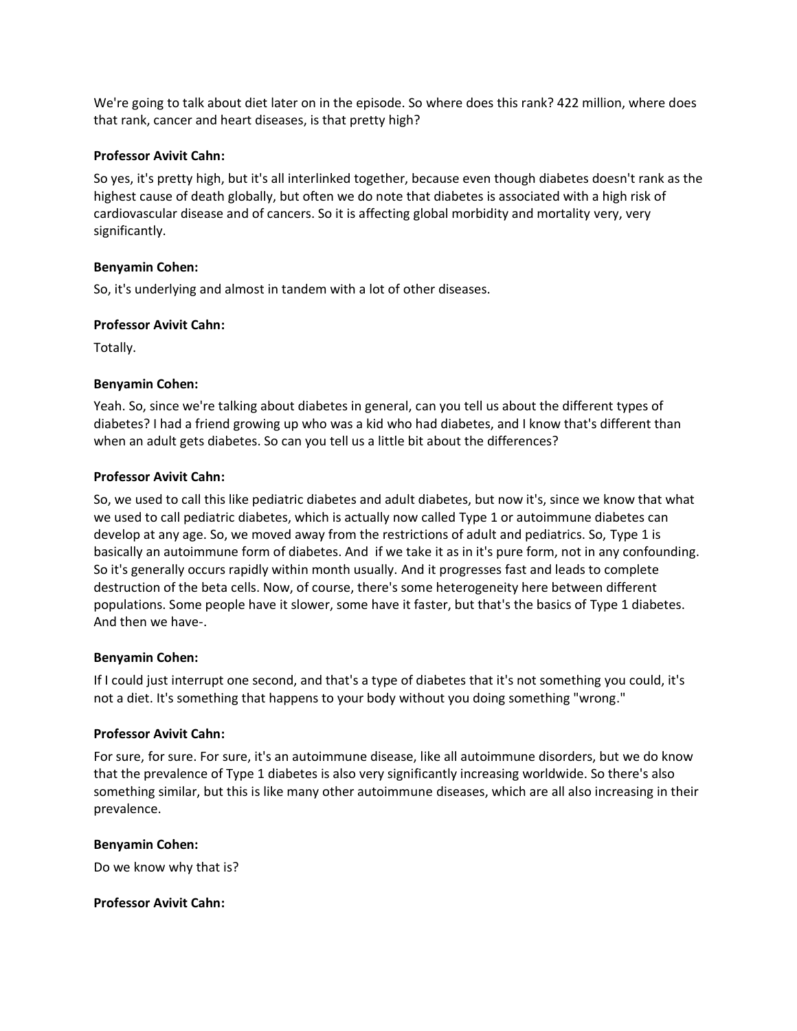We're going to talk about diet later on in the episode. So where does this rank? 422 million, where does that rank, cancer and heart diseases, is that pretty high?

**Professor Avivit Cahn:**

So yes, it's pretty high, but it's all interlinked together, because even though diabetes doesn't rank as the highest cause of death globally, but often we do note that diabetes is associated with a high risk of cardiovascular disease and of cancers. So it is affecting global morbidity and mortality very, very significantly.

**Benyamin Cohen:**

So, it's underlying and almost in tandem with a lot of other diseases.

**Professor Avivit Cahn:**

Totally.

**Benyamin Cohen:**

Yeah. So, since we're talking about diabetes in general, can you tell us about the different types of diabetes? I had a friend growing up who was a kid who had diabetes, and I know that's different than when an adult gets diabetes. So can you tell us a little bit about the differences?

**Professor Avivit Cahn:**

So, we used to call this like pediatric diabetes and adult diabetes, but now it's, since we know that what we used to call pediatric diabetes, which is actually now called Type 1 or autoimmune diabetes can develop at any age. So, we moved away from the restrictions of adult and pediatrics. So, Type 1 is basically an autoimmune form of diabetes. And if we take it as in it's pure form, not in any confounding. So it's generally occurs rapidly within month usually. And it progresses fast and leads to complete destruction of the beta cells. Now, of course, there's some heterogeneity here between different populations. Some people have it slower, some have it faster, but that's the basics of Type 1 diabetes. And then we have-.

**Benyamin Cohen:**

If I could just interrupt one second, and that's a type of diabetes that it's not something you could, it's not a diet. It's something that happens to your body without you doing something "wrong."

**Professor Avivit Cahn:**

For sure, for sure. For sure, it's an autoimmune disease, like all autoimmune disorders, but we do know that the prevalence of Type 1 diabetes is also very significantly increasing worldwide. So there's also something similar, but this is like many other autoimmune diseases, which are all also increasing in their prevalence.

**Benyamin Cohen:**

Do we know why that is?

**Professor Avivit Cahn:**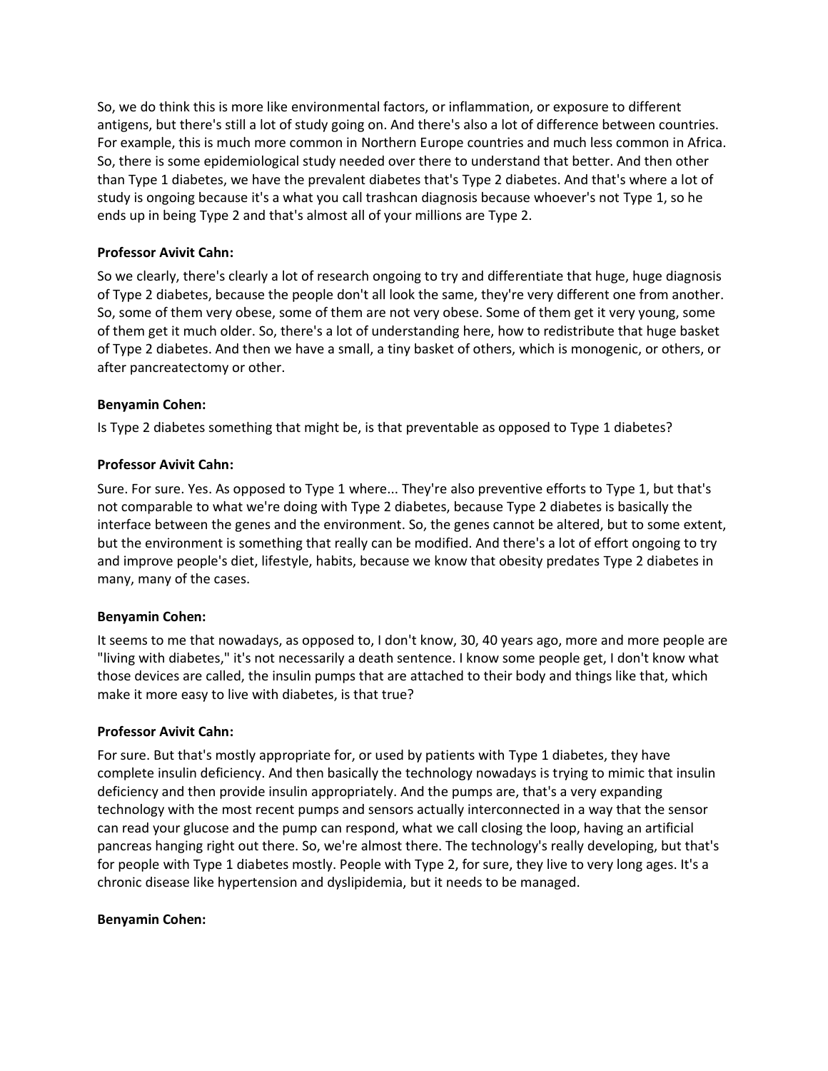So, we do think this is more like environmental factors, or inflammation, or exposure to different antigens, but there's still a lot of study going on. And there's also a lot of difference between countries. For example, this is much more common in Northern Europe countries and much less common in Africa. So, there is some epidemiological study needed over there to understand that better. And then other than Type 1 diabetes, we have the prevalent diabetes that's Type 2 diabetes. And that's where a lot of study is ongoing because it's a what you call trashcan diagnosis because whoever's not Type 1, so he ends up in being Type 2 and that's almost all of your millions are Type 2.

**Professor Avivit Cahn:**

So we clearly, there's clearly a lot of research ongoing to try and differentiate that huge, huge diagnosis of Type 2 diabetes, because the people don't all look the same, they're very different one from another. So, some of them very obese, some of them are not very obese. Some of them get it very young, some of them get it much older. So, there's a lot of understanding here, how to redistribute that huge basket of Type 2 diabetes. And then we have a small, a tiny basket of others, which is monogenic, or others, or after pancreatectomy or other.

**Benyamin Cohen:**

Is Type 2 diabetes something that might be, is that preventable as opposed to Type 1 diabetes?

**Professor Avivit Cahn:**

Sure. For sure. Yes. As opposed to Type 1 where... They're also preventive efforts to Type 1, but that's not comparable to what we're doing with Type 2 diabetes, because Type 2 diabetes is basically the interface between the genes and the environment. So, the genes cannot be altered, but to some extent, but the environment is something that really can be modified. And there's a lot of effort ongoing to try and improve people's diet, lifestyle, habits, because we know that obesity predates Type 2 diabetes in many, many of the cases.

**Benyamin Cohen:**

It seems to me that nowadays, as opposed to, I don't know, 30, 40 years ago, more and more people are "living with diabetes," it's not necessarily a death sentence. I know some people get, I don't know what those devices are called, the insulin pumps that are attached to their body and things like that, which make it more easy to live with diabetes, is that true?

**Professor Avivit Cahn:**

For sure. But that's mostly appropriate for, or used by patients with Type 1 diabetes, they have complete insulin deficiency. And then basically the technology nowadays is trying to mimic that insulin deficiency and then provide insulin appropriately. And the pumps are, that's a very expanding technology with the most recent pumps and sensors actually interconnected in a way that the sensor can read your glucose and the pump can respond, what we call closing the loop, having an artificial pancreas hanging right out there. So, we're almost there. The technology's really developing, but that's for people with Type 1 diabetes mostly. People with Type 2, for sure, they live to very long ages. It's a chronic disease like hypertension and dyslipidemia, but it needs to be managed.

**Benyamin Cohen:**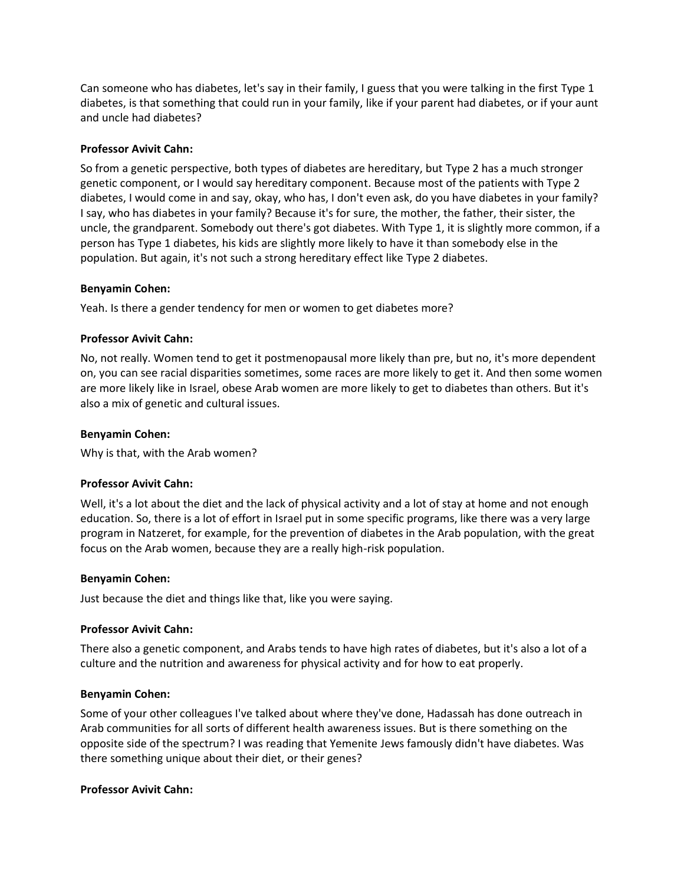Can someone who has diabetes, let's say in their family, I guess that you were talking in the first Type 1 diabetes, is that something that could run in your family, like if your parent had diabetes, or if your aunt and uncle had diabetes?

**Professor Avivit Cahn:**

So from a genetic perspective, both types of diabetes are hereditary, but Type 2 has a much stronger genetic component, or I would say hereditary component. Because most of the patients with Type 2 diabetes, I would come in and say, okay, who has, I don't even ask, do you have diabetes in your family? I say, who has diabetes in your family? Because it's for sure, the mother, the father, their sister, the uncle, the grandparent. Somebody out there's got diabetes. With Type 1, it is slightly more common, if a person has Type 1 diabetes, his kids are slightly more likely to have it than somebody else in the population. But again, it's not such a strong hereditary effect like Type 2 diabetes.

**Benyamin Cohen:**

Yeah. Is there a gender tendency for men or women to get diabetes more?

**Professor Avivit Cahn:**

No, not really. Women tend to get it postmenopausal more likely than pre, but no, it's more dependent on, you can see racial disparities sometimes, some races are more likely to get it. And then some women are more likely like in Israel, obese Arab women are more likely to get to diabetes than others. But it's also a mix of genetic and cultural issues.

**Benyamin Cohen:**

Why is that, with the Arab women?

**Professor Avivit Cahn:**

Well, it's a lot about the diet and the lack of physical activity and a lot of stay at home and not enough education. So, there is a lot of effort in Israel put in some specific programs, like there was a very large program in Natzeret, for example, for the prevention of diabetes in the Arab population, with the great focus on the Arab women, because they are a really high-risk population.

**Benyamin Cohen:**

Just because the diet and things like that, like you were saying.

**Professor Avivit Cahn:**

There also a genetic component, and Arabs tends to have high rates of diabetes, but it's also a lot of a culture and the nutrition and awareness for physical activity and for how to eat properly.

**Benyamin Cohen:**

Some of your other colleagues I've talked about where they've done, Hadassah has done outreach in Arab communities for all sorts of different health awareness issues. But is there something on the opposite side of the spectrum? I was reading that Yemenite Jews famously didn't have diabetes. Was there something unique about their diet, or their genes?

**Professor Avivit Cahn:**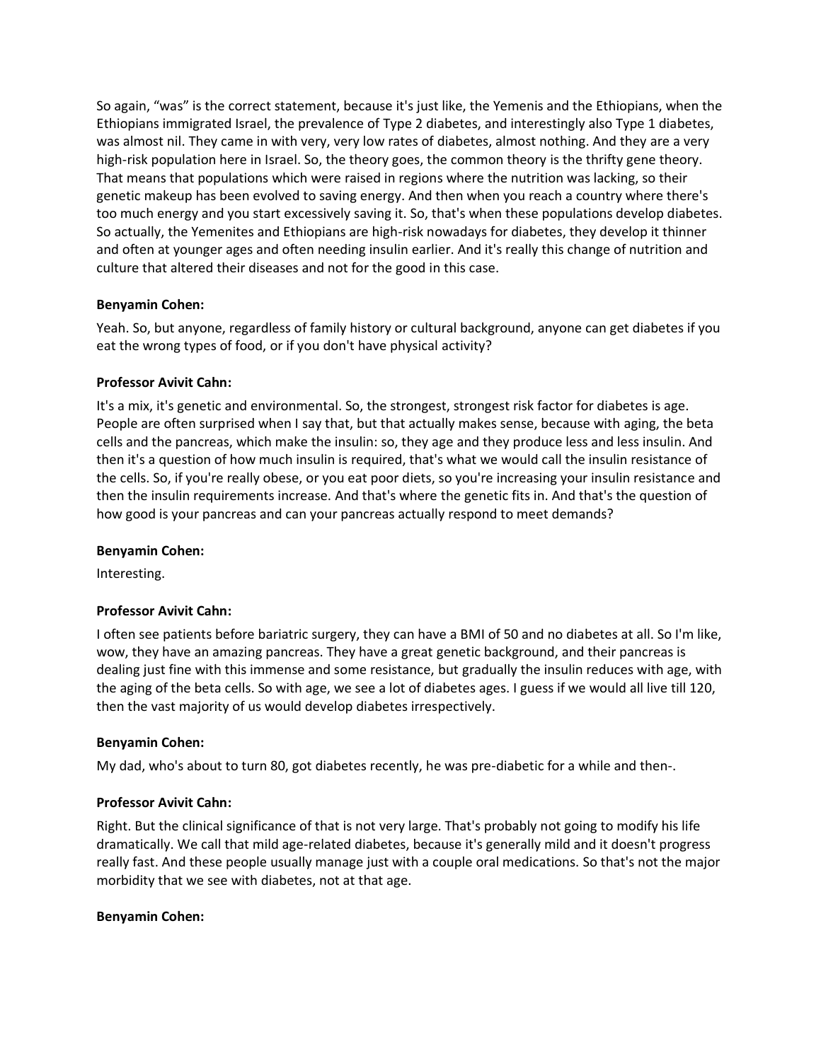So again, “was” is the correct statement, because it's just like, the Yemenis and the Ethiopians, when the Ethiopians immigrated Israel, the prevalence of Type 2 diabetes, and interestingly also Type 1 diabetes, was almost nil. They came in with very, very low rates of diabetes, almost nothing. And they are a very high-risk population here in Israel. So, the theory goes, the common theory is the thrifty gene theory. That means that populations which were raised in regions where the nutrition was lacking, so their genetic makeup has been evolved to saving energy. And then when you reach a country where there's too much energy and you start excessively saving it. So, that's when these populations develop diabetes. So actually, the Yemenites and Ethiopians are high-risk nowadays for diabetes, they develop it thinner and often at younger ages and often needing insulin earlier. And it's really this change of nutrition and culture that altered their diseases and not for the good in this case.

**Benyamin Cohen:**

Yeah. So, but anyone, regardless of family history or cultural background, anyone can get diabetes if you eat the wrong types of food, or if you don't have physical activity?

**Professor Avivit Cahn:**

It's a mix, it's genetic and environmental. So, the strongest, strongest risk factor for diabetes is age. People are often surprised when I say that, but that actually makes sense, because with aging, the beta cells and the pancreas, which make the insulin: so, they age and they produce less and less insulin. And then it's a question of how much insulin is required, that's what we would call the insulin resistance of the cells. So, if you're really obese, or you eat poor diets, so you're increasing your insulin resistance and then the insulin requirements increase. And that's where the genetic fits in. And that's the question of how good is your pancreas and can your pancreas actually respond to meet demands?

**Benyamin Cohen:**

Interesting.

**Professor Avivit Cahn:**

I often see patients before bariatric surgery, they can have a BMI of 50 and no diabetes at all. So I'm like, wow, they have an amazing pancreas. They have a great genetic background, and their pancreas is dealing just fine with this immense and some resistance, but gradually the insulin reduces with age, with the aging of the beta cells. So with age, we see a lot of diabetes ages. I guess if we would all live till 120, then the vast majority of us would develop diabetes irrespectively.

**Benyamin Cohen:**

My dad, who's about to turn 80, got diabetes recently, he was pre-diabetic for a while and then-.

**Professor Avivit Cahn:**

Right. But the clinical significance of that is not very large. That's probably not going to modify his life dramatically. We call that mild age-related diabetes, because it's generally mild and it doesn't progress really fast. And these people usually manage just with a couple oral medications. So that's not the major morbidity that we see with diabetes, not at that age.

**Benyamin Cohen:**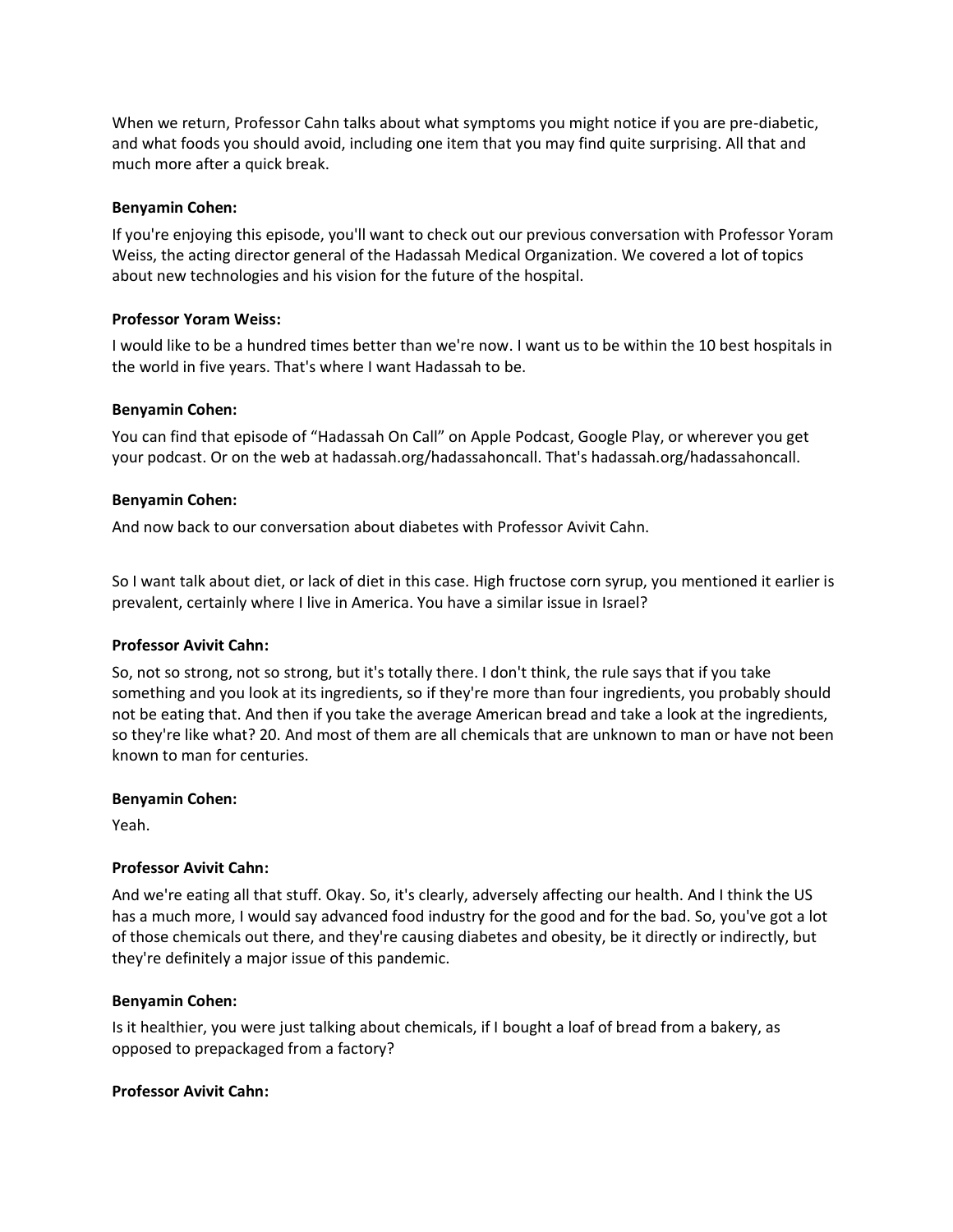When we return, Professor Cahn talks about what symptoms you might notice if you are pre-diabetic, and what foods you should avoid, including one item that you may find quite surprising. All that and much more after a quick break.

**Benyamin Cohen:**

If you're enjoying this episode, you'll want to check out our previous conversation with Professor Yoram Weiss, the acting director general of the Hadassah Medical Organization. We covered a lot of topics about new technologies and his vision for the future of the hospital.

**Professor Yoram Weiss:**

I would like to be a hundred times better than we're now. I want us to be within the 10 best hospitals in the world in five years. That's where I want Hadassah to be.

**Benyamin Cohen:**

You can find that episode of "Hadassah On Call" on Apple Podcast, Google Play, or wherever you get your podcast. Or on the web at hadassah.org/hadassahoncall. That's hadassah.org/hadassahoncall.

**Benyamin Cohen:**

And now back to our conversation about diabetes with Professor Avivit Cahn.

So I want talk about diet, or lack of diet in this case. High fructose corn syrup, you mentioned it earlier is prevalent, certainly where I live in America. You have a similar issue in Israel?

**Professor Avivit Cahn:**

So, not so strong, not so strong, but it's totally there. I don't think, the rule says that if you take something and you look at its ingredients, so if they're more than four ingredients, you probably should not be eating that. And then if you take the average American bread and take a look at the ingredients, so they're like what? 20. And most of them are all chemicals that are unknown to man or have not been known to man for centuries.

**Benyamin Cohen:**

Yeah.

**Professor Avivit Cahn:**

And we're eating all that stuff. Okay. So, it's clearly, adversely affecting our health. And I think the US has a much more, I would say advanced food industry for the good and for the bad. So, you've got a lot of those chemicals out there, and they're causing diabetes and obesity, be it directly or indirectly, but they're definitely a major issue of this pandemic.

**Benyamin Cohen:**

Is it healthier, you were just talking about chemicals, if I bought a loaf of bread from a bakery, as opposed to prepackaged from a factory?

**Professor Avivit Cahn:**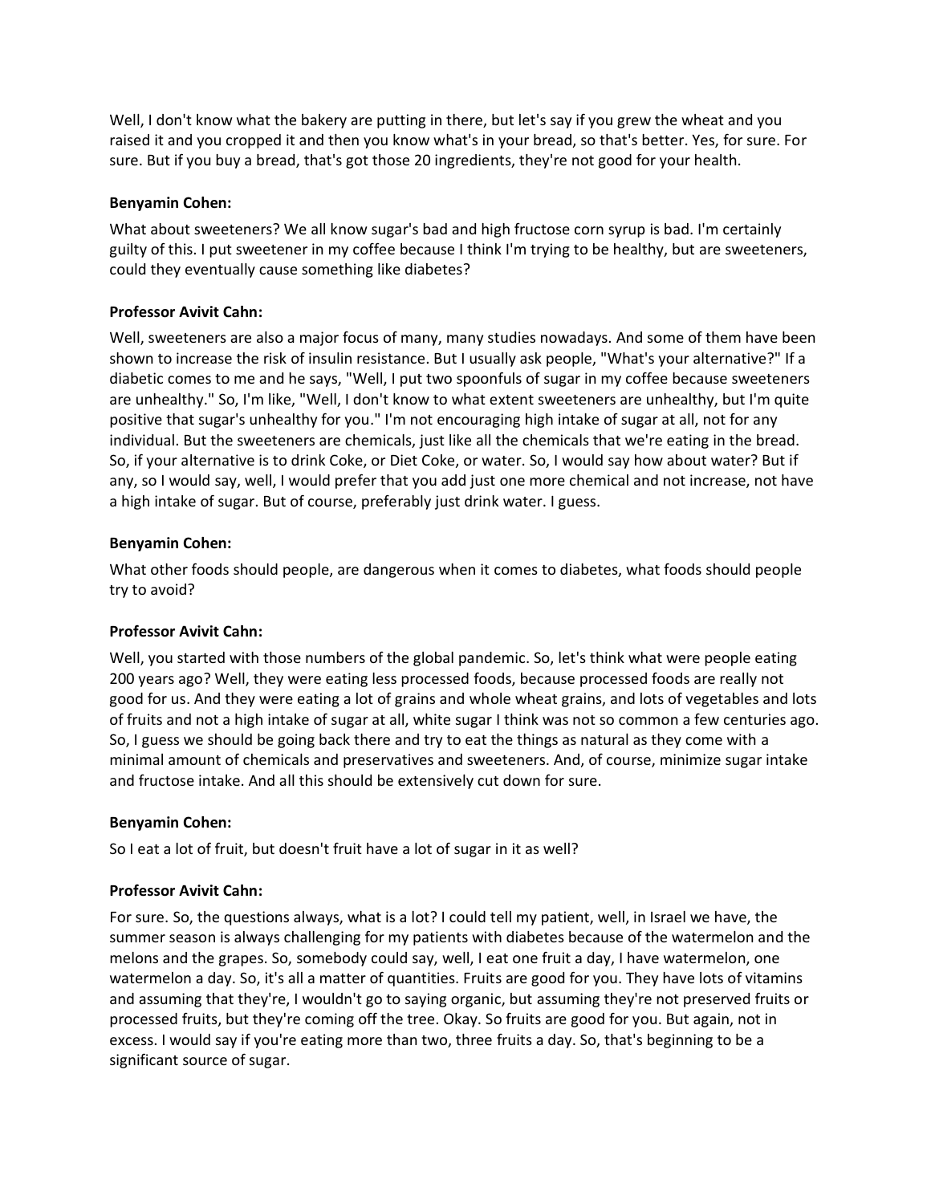Well, I don't know what the bakery are putting in there, but let's say if you grew the wheat and you raised it and you cropped it and then you know what's in your bread, so that's better. Yes, for sure. For sure. But if you buy a bread, that's got those 20 ingredients, they're not good for your health.

**Benyamin Cohen:**

What about sweeteners? We all know sugar's bad and high fructose corn syrup is bad. I'm certainly guilty of this. I put sweetener in my coffee because I think I'm trying to be healthy, but are sweeteners, could they eventually cause something like diabetes?

**Professor Avivit Cahn:**

Well, sweeteners are also a major focus of many, many studies nowadays. And some of them have been shown to increase the risk of insulin resistance. But I usually ask people, "What's your alternative?" If a diabetic comes to me and he says, "Well, I put two spoonfuls of sugar in my coffee because sweeteners are unhealthy." So, I'm like, "Well, I don't know to what extent sweeteners are unhealthy, but I'm quite positive that sugar's unhealthy for you." I'm not encouraging high intake of sugar at all, not for any individual. But the sweeteners are chemicals, just like all the chemicals that we're eating in the bread. So, if your alternative is to drink Coke, or Diet Coke, or water. So, I would say how about water? But if any, so I would say, well, I would prefer that you add just one more chemical and not increase, not have a high intake of sugar. But of course, preferably just drink water. I guess.

**Benyamin Cohen:**

What other foods should people, are dangerous when it comes to diabetes, what foods should people try to avoid?

**Professor Avivit Cahn:**

Well, you started with those numbers of the global pandemic. So, let's think what were people eating 200 years ago? Well, they were eating less processed foods, because processed foods are really not good for us. And they were eating a lot of grains and whole wheat grains, and lots of vegetables and lots of fruits and not a high intake of sugar at all, white sugar I think was not so common a few centuries ago. So, I guess we should be going back there and try to eat the things as natural as they come with a minimal amount of chemicals and preservatives and sweeteners. And, of course, minimize sugar intake and fructose intake. And all this should be extensively cut down for sure.

**Benyamin Cohen:**

So I eat a lot of fruit, but doesn't fruit have a lot of sugar in it as well?

**Professor Avivit Cahn:**

For sure. So, the questions always, what is a lot? I could tell my patient, well, in Israel we have, the summer season is always challenging for my patients with diabetes because of the watermelon and the melons and the grapes. So, somebody could say, well, I eat one fruit a day, I have watermelon, one watermelon a day. So, it's all a matter of quantities. Fruits are good for you. They have lots of vitamins and assuming that they're, I wouldn't go to saying organic, but assuming they're not preserved fruits or processed fruits, but they're coming off the tree. Okay. So fruits are good for you. But again, not in excess. I would say if you're eating more than two, three fruits a day. So, that's beginning to be a significant source of sugar.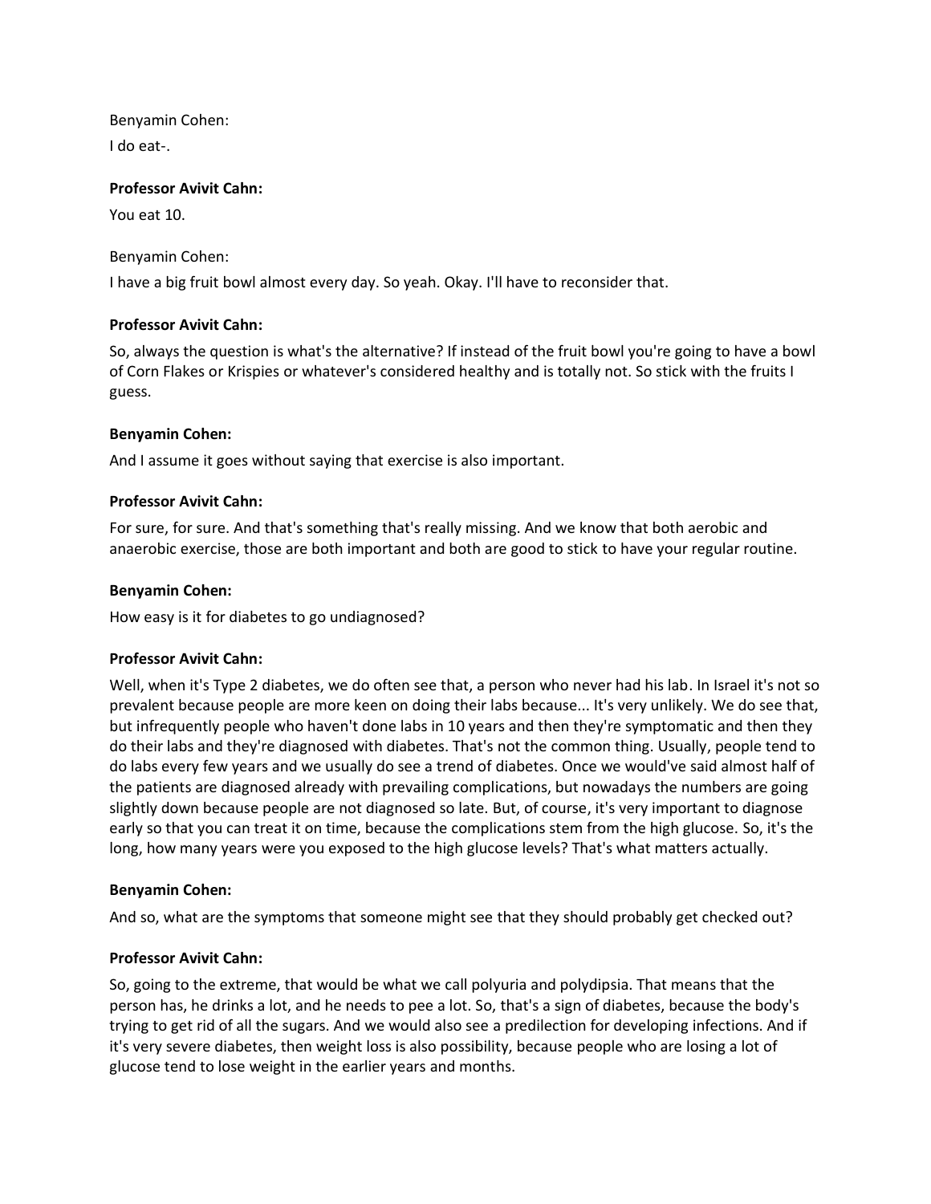Benyamin Cohen:

I do eat-.

**Professor Avivit Cahn:**

You eat 10.

Benyamin Cohen:

I have a big fruit bowl almost every day. So yeah. Okay. I'll have to reconsider that.

**Professor Avivit Cahn:**

So, always the question is what's the alternative? If instead of the fruit bowl you're going to have a bowl of Corn Flakes or Krispies or whatever's considered healthy and is totally not. So stick with the fruits I guess.

**Benyamin Cohen:**

And I assume it goes without saying that exercise is also important.

**Professor Avivit Cahn:**

For sure, for sure. And that's something that's really missing. And we know that both aerobic and anaerobic exercise, those are both important and both are good to stick to have your regular routine.

**Benyamin Cohen:**

How easy is it for diabetes to go undiagnosed?

**Professor Avivit Cahn:**

Well, when it's Type 2 diabetes, we do often see that, a person who never had his lab. In Israel it's not so prevalent because people are more keen on doing their labs because... It's very unlikely. We do see that, but infrequently people who haven't done labs in 10 years and then they're symptomatic and then they do their labs and they're diagnosed with diabetes. That's not the common thing. Usually, people tend to do labs every few years and we usually do see a trend of diabetes. Once we would've said almost half of the patients are diagnosed already with prevailing complications, but nowadays the numbers are going slightly down because people are not diagnosed so late. But, of course, it's very important to diagnose early so that you can treat it on time, because the complications stem from the high glucose. So, it's the long, how many years were you exposed to the high glucose levels? That's what matters actually.

**Benyamin Cohen:**

And so, what are the symptoms that someone might see that they should probably get checked out?

**Professor Avivit Cahn:**

So, going to the extreme, that would be what we call polyuria and polydipsia. That means that the person has, he drinks a lot, and he needs to pee a lot. So, that's a sign of diabetes, because the body's trying to get rid of all the sugars. And we would also see a predilection for developing infections. And if it's very severe diabetes, then weight loss is also possibility, because people who are losing a lot of glucose tend to lose weight in the earlier years and months.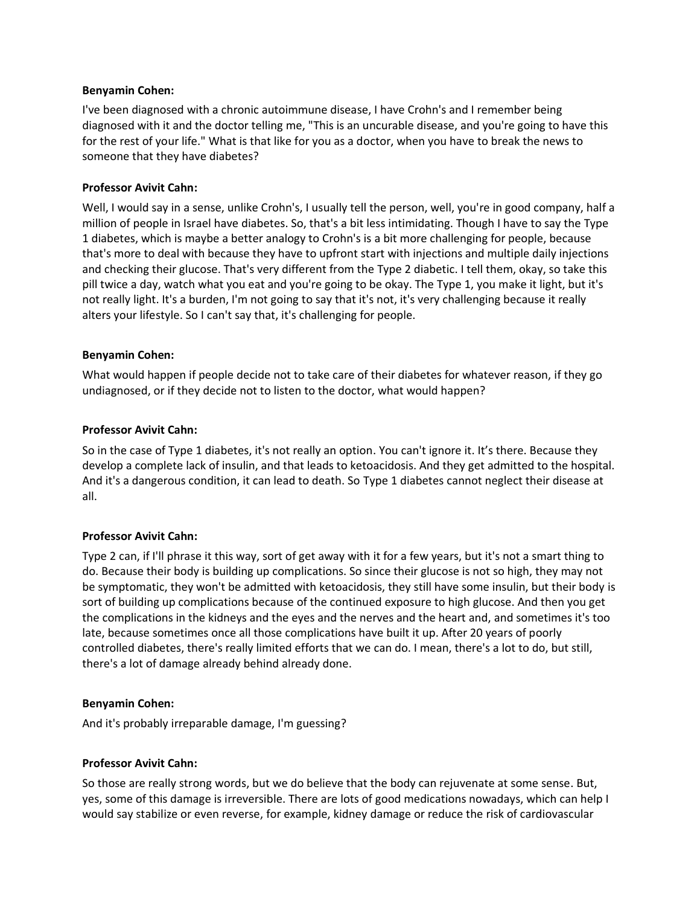**Benyamin Cohen:**

I've been diagnosed with a chronic autoimmune disease, I have Crohn's and I remember being diagnosed with it and the doctor telling me, "This is an uncurable disease, and you're going to have this for the rest of your life." What is that like for you as a doctor, when you have to break the news to someone that they have diabetes?

**Professor Avivit Cahn:**

Well, I would say in a sense, unlike Crohn's, I usually tell the person, well, you're in good company, half a million of people in Israel have diabetes. So, that's a bit less intimidating. Though I have to say the Type 1 diabetes, which is maybe a better analogy to Crohn's is a bit more challenging for people, because that's more to deal with because they have to upfront start with injections and multiple daily injections and checking their glucose. That's very different from the Type 2 diabetic. I tell them, okay, so take this pill twice a day, watch what you eat and you're going to be okay. The Type 1, you make it light, but it's not really light. It's a burden, I'm not going to say that it's not, it's very challenging because it really alters your lifestyle. So I can't say that, it's challenging for people.

**Benyamin Cohen:**

What would happen if people decide not to take care of their diabetes for whatever reason, if they go undiagnosed, or if they decide not to listen to the doctor, what would happen?

**Professor Avivit Cahn:**

So in the case of Type 1 diabetes, it's not really an option. You can't ignore it. It's there. Because they develop a complete lack of insulin, and that leads to ketoacidosis. And they get admitted to the hospital. And it's a dangerous condition, it can lead to death. So Type 1 diabetes cannot neglect their disease at all.

**Professor Avivit Cahn:**

Type 2 can, if I'll phrase it this way, sort of get away with it for a few years, but it's not a smart thing to do. Because their body is building up complications. So since their glucose is not so high, they may not be symptomatic, they won't be admitted with ketoacidosis, they still have some insulin, but their body is sort of building up complications because of the continued exposure to high glucose. And then you get the complications in the kidneys and the eyes and the nerves and the heart and, and sometimes it's too late, because sometimes once all those complications have built it up. After 20 years of poorly controlled diabetes, there's really limited efforts that we can do. I mean, there's a lot to do, but still, there's a lot of damage already behind already done.

**Benyamin Cohen:**

And it's probably irreparable damage, I'm guessing?

**Professor Avivit Cahn:**

So those are really strong words, but we do believe that the body can rejuvenate at some sense. But, yes, some of this damage is irreversible. There are lots of good medications nowadays, which can help I would say stabilize or even reverse, for example, kidney damage or reduce the risk of cardiovascular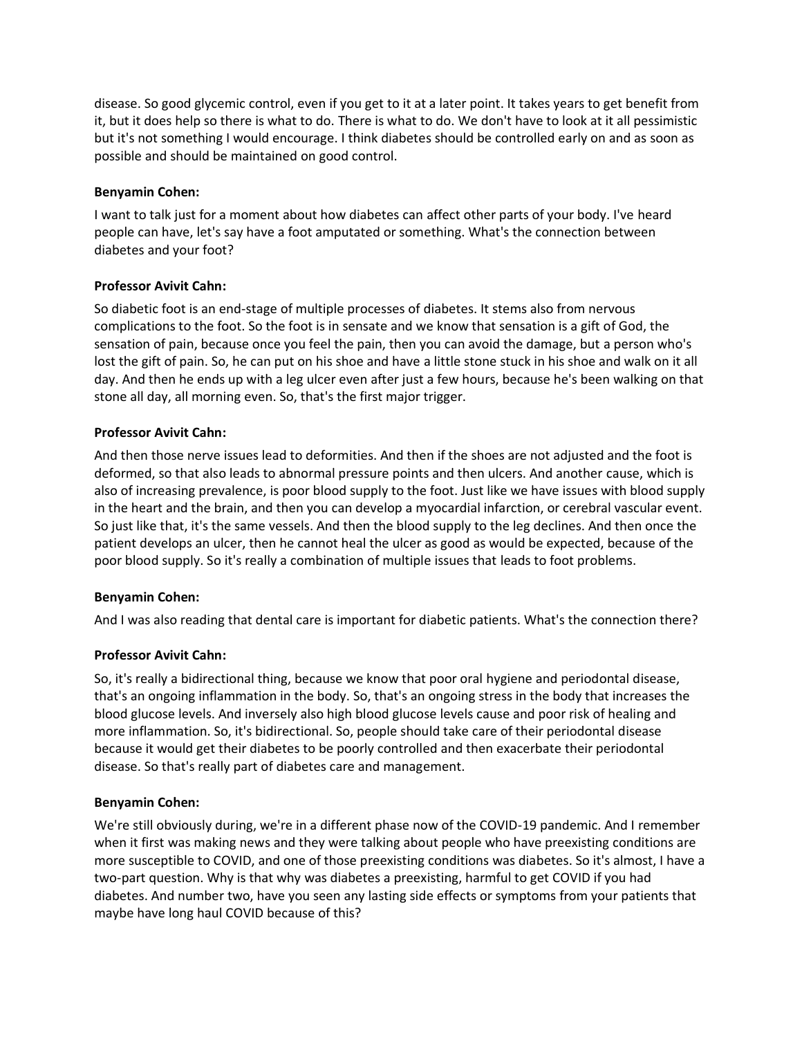disease. So good glycemic control, even if you get to it at a later point. It takes years to get benefit from it, but it does help so there is what to do. There is what to do. We don't have to look at it all pessimistic but it's not something I would encourage. I think diabetes should be controlled early on and as soon as possible and should be maintained on good control.

**Benyamin Cohen:**

I want to talk just for a moment about how diabetes can affect other parts of your body. I've heard people can have, let's say have a foot amputated or something. What's the connection between diabetes and your foot?

**Professor Avivit Cahn:**

So diabetic foot is an end-stage of multiple processes of diabetes. It stems also from nervous complications to the foot. So the foot is in sensate and we know that sensation is a gift of God, the sensation of pain, because once you feel the pain, then you can avoid the damage, but a person who's lost the gift of pain. So, he can put on his shoe and have a little stone stuck in his shoe and walk on it all day. And then he ends up with a leg ulcer even after just a few hours, because he's been walking on that stone all day, all morning even. So, that's the first major trigger.

**Professor Avivit Cahn:**

And then those nerve issues lead to deformities. And then if the shoes are not adjusted and the foot is deformed, so that also leads to abnormal pressure points and then ulcers. And another cause, which is also of increasing prevalence, is poor blood supply to the foot. Just like we have issues with blood supply in the heart and the brain, and then you can develop a myocardial infarction, or cerebral vascular event. So just like that, it's the same vessels. And then the blood supply to the leg declines. And then once the patient develops an ulcer, then he cannot heal the ulcer as good as would be expected, because of the poor blood supply. So it's really a combination of multiple issues that leads to foot problems.

**Benyamin Cohen:**

And I was also reading that dental care is important for diabetic patients. What's the connection there?

**Professor Avivit Cahn:**

So, it's really a bidirectional thing, because we know that poor oral hygiene and periodontal disease, that's an ongoing inflammation in the body. So, that's an ongoing stress in the body that increases the blood glucose levels. And inversely also high blood glucose levels cause and poor risk of healing and more inflammation. So, it's bidirectional. So, people should take care of their periodontal disease because it would get their diabetes to be poorly controlled and then exacerbate their periodontal disease. So that's really part of diabetes care and management.

**Benyamin Cohen:**

We're still obviously during, we're in a different phase now of the COVID-19 pandemic. And I remember when it first was making news and they were talking about people who have preexisting conditions are more susceptible to COVID, and one of those preexisting conditions was diabetes. So it's almost, I have a two-part question. Why is that why was diabetes a preexisting, harmful to get COVID if you had diabetes. And number two, have you seen any lasting side effects or symptoms from your patients that maybe have long haul COVID because of this?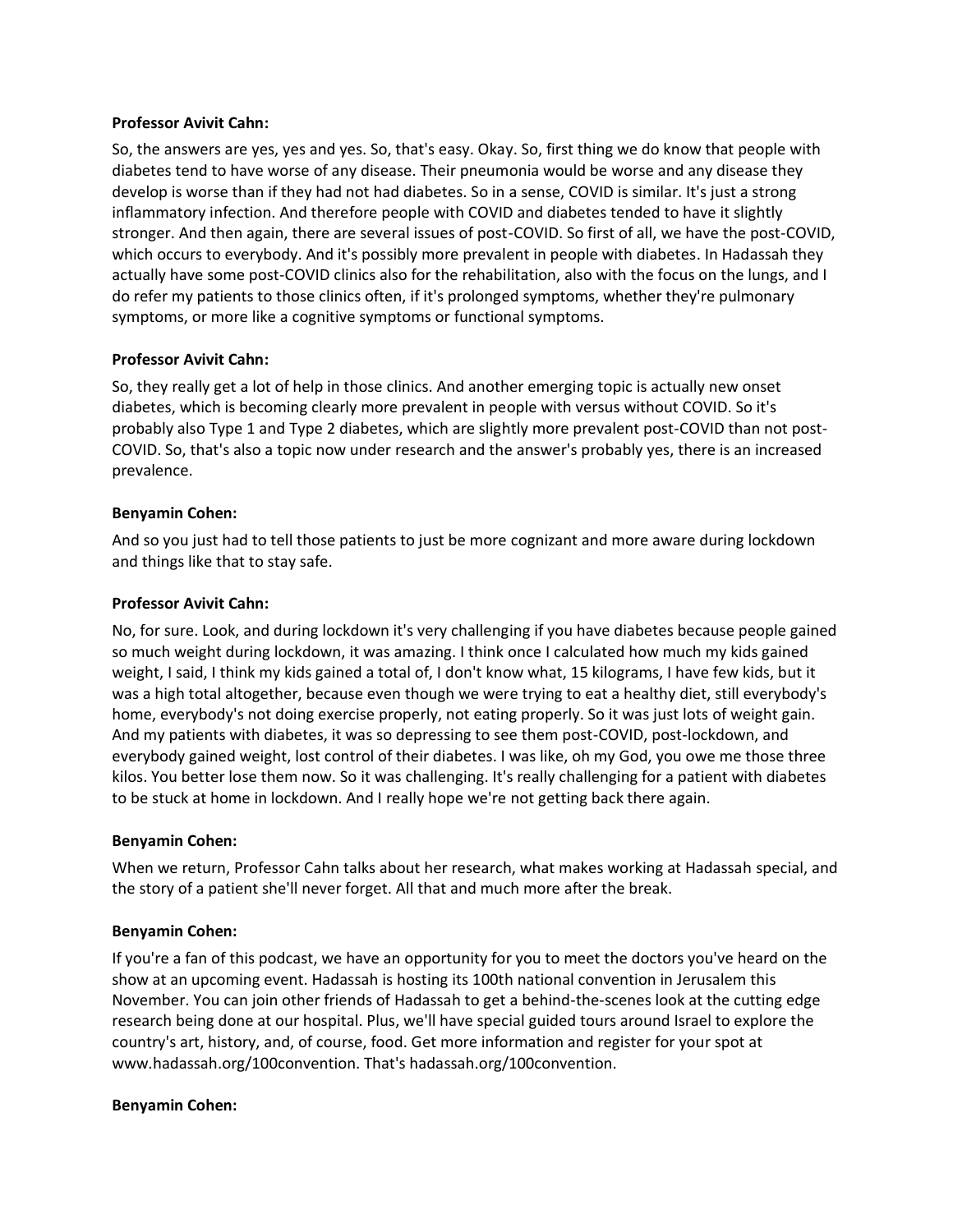**Professor Avivit Cahn:**

So, the answers are yes, yes and yes. So, that's easy. Okay. So, first thing we do know that people with diabetes tend to have worse of any disease. Their pneumonia would be worse and any disease they develop is worse than if they had not had diabetes. So in a sense, COVID is similar. It's just a strong inflammatory infection. And therefore people with COVID and diabetes tended to have it slightly stronger. And then again, there are several issues of post-COVID. So first of all, we have the post-COVID, which occurs to everybody. And it's possibly more prevalent in people with diabetes. In Hadassah they actually have some post-COVID clinics also for the rehabilitation, also with the focus on the lungs, and I do refer my patients to those clinics often, if it's prolonged symptoms, whether they're pulmonary symptoms, or more like a cognitive symptoms or functional symptoms.

**Professor Avivit Cahn:**

So, they really get a lot of help in those clinics. And another emerging topic is actually new onset diabetes, which is becoming clearly more prevalent in people with versus without COVID. So it's probably also Type 1 and Type 2 diabetes, which are slightly more prevalent post-COVID than not post-COVID. So, that's also a topic now under research and the answer's probably yes, there is an increased prevalence.

**Benyamin Cohen:**

And so you just had to tell those patients to just be more cognizant and more aware during lockdown and things like that to stay safe.

**Professor Avivit Cahn:**

No, for sure. Look, and during lockdown it's very challenging if you have diabetes because people gained so much weight during lockdown, it was amazing. I think once I calculated how much my kids gained weight, I said, I think my kids gained a total of, I don't know what, 15 kilograms, I have few kids, but it was a high total altogether, because even though we were trying to eat a healthy diet, still everybody's home, everybody's not doing exercise properly, not eating properly. So it was just lots of weight gain. And my patients with diabetes, it was so depressing to see them post-COVID, post-lockdown, and everybody gained weight, lost control of their diabetes. I was like, oh my God, you owe me those three kilos. You better lose them now. So it was challenging. It's really challenging for a patient with diabetes to be stuck at home in lockdown. And I really hope we're not getting back there again.

**Benyamin Cohen:**

When we return, Professor Cahn talks about her research, what makes working at Hadassah special, and the story of a patient she'll never forget. All that and much more after the break.

**Benyamin Cohen:**

If you're a fan of this podcast, we have an opportunity for you to meet the doctors you've heard on the show at an upcoming event. Hadassah is hosting its 100th national convention in Jerusalem this November. You can join other friends of Hadassah to get a behind-the-scenes look at the cutting edge research being done at our hospital. Plus, we'll have special guided tours around Israel to explore the country's art, history, and, of course, food. Get more information and register for your spot at www.hadassah.org/100convention. That's hadassah.org/100convention.

**Benyamin Cohen:**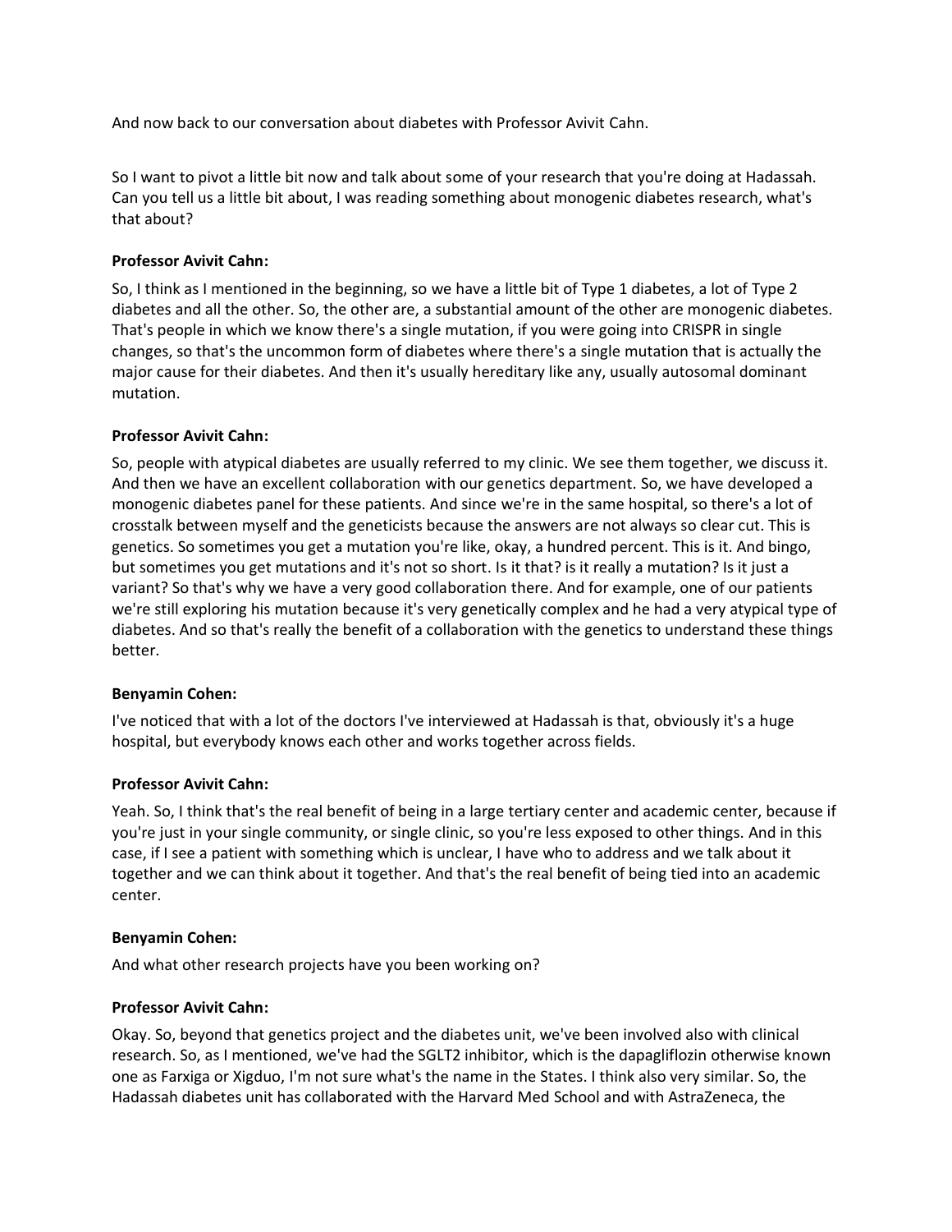And now back to our conversation about diabetes with Professor Avivit Cahn.

So I want to pivot a little bit now and talk about some of your research that you're doing at Hadassah. Can you tell us a little bit about, I was reading something about monogenic diabetes research, what's that about?

**Professor Avivit Cahn:**

So, I think as I mentioned in the beginning, so we have a little bit of Type 1 diabetes, a lot of Type 2 diabetes and all the other. So, the other are, a substantial amount of the other are monogenic diabetes. That's people in which we know there's a single mutation, if you were going into CRISPR in single changes, so that's the uncommon form of diabetes where there's a single mutation that is actually the major cause for their diabetes. And then it's usually hereditary like any, usually autosomal dominant mutation.

**Professor Avivit Cahn:**

So, people with atypical diabetes are usually referred to my clinic. We see them together, we discuss it. And then we have an excellent collaboration with our genetics department. So, we have developed a monogenic diabetes panel for these patients. And since we're in the same hospital, so there's a lot of crosstalk between myself and the geneticists because the answers are not always so clear cut. This is genetics. So sometimes you get a mutation you're like, okay, a hundred percent. This is it. And bingo, but sometimes you get mutations and it's not so short. Is it that? is it really a mutation? Is it just a variant? So that's why we have a very good collaboration there. And for example, one of our patients we're still exploring his mutation because it's very genetically complex and he had a very atypical type of diabetes. And so that's really the benefit of a collaboration with the genetics to understand these things better.

**Benyamin Cohen:**

I've noticed that with a lot of the doctors I've interviewed at Hadassah is that, obviously it's a huge hospital, but everybody knows each other and works together across fields.

**Professor Avivit Cahn:**

Yeah. So, I think that's the real benefit of being in a large tertiary center and academic center, because if you're just in your single community, or single clinic, so you're less exposed to other things. And in this case, if I see a patient with something which is unclear, I have who to address and we talk about it together and we can think about it together. And that's the real benefit of being tied into an academic center.

**Benyamin Cohen:**

And what other research projects have you been working on?

**Professor Avivit Cahn:**

Okay. So, beyond that genetics project and the diabetes unit, we've been involved also with clinical research. So, as I mentioned, we've had the SGLT2 inhibitor, which is the dapagliflozin otherwise known one as Farxiga or Xigduo, I'm not sure what's the name in the States. I think also very similar. So, the Hadassah diabetes unit has collaborated with the Harvard Med School and with AstraZeneca, the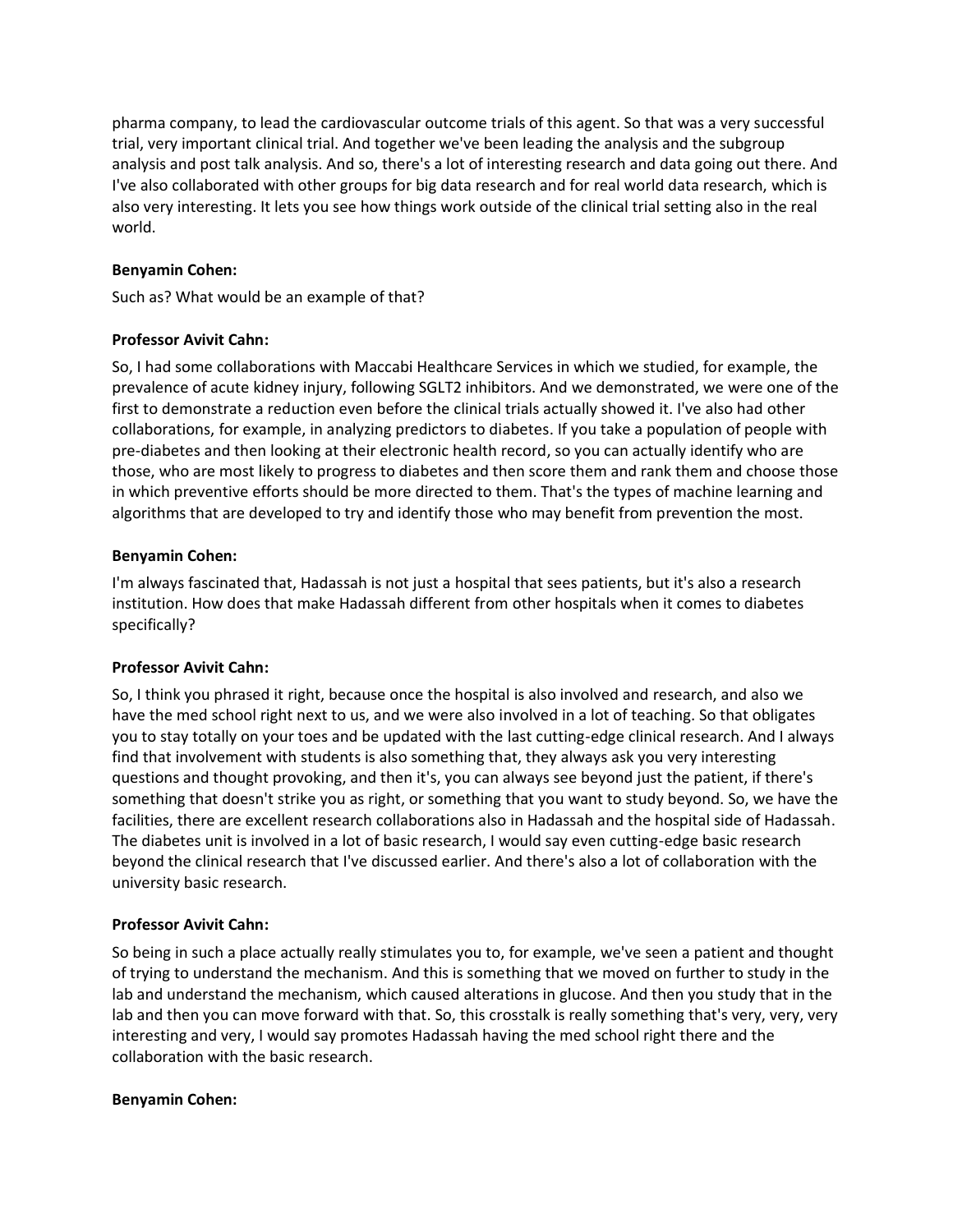pharma company, to lead the cardiovascular outcome trials of this agent. So that was a very successful trial, very important clinical trial. And together we've been leading the analysis and the subgroup analysis and post talk analysis. And so, there's a lot of interesting research and data going out there. And I've also collaborated with other groups for big data research and for real world data research, which is also very interesting. It lets you see how things work outside of the clinical trial setting also in the real world.

**Benyamin Cohen:**

Such as? What would be an example of that?

**Professor Avivit Cahn:**

So, I had some collaborations with Maccabi Healthcare Services in which we studied, for example, the prevalence of acute kidney injury, following SGLT2 inhibitors. And we demonstrated, we were one of the first to demonstrate a reduction even before the clinical trials actually showed it. I've also had other collaborations, for example, in analyzing predictors to diabetes. If you take a population of people with pre-diabetes and then looking at their electronic health record, so you can actually identify who are those, who are most likely to progress to diabetes and then score them and rank them and choose those in which preventive efforts should be more directed to them. That's the types of machine learning and algorithms that are developed to try and identify those who may benefit from prevention the most.

**Benyamin Cohen:**

I'm always fascinated that, Hadassah is not just a hospital that sees patients, but it's also a research institution. How does that make Hadassah different from other hospitals when it comes to diabetes specifically?

**Professor Avivit Cahn:**

So, I think you phrased it right, because once the hospital is also involved and research, and also we have the med school right next to us, and we were also involved in a lot of teaching. So that obligates you to stay totally on your toes and be updated with the last cutting-edge clinical research. And I always find that involvement with students is also something that, they always ask you very interesting questions and thought provoking, and then it's, you can always see beyond just the patient, if there's something that doesn't strike you as right, or something that you want to study beyond. So, we have the facilities, there are excellent research collaborations also in Hadassah and the hospital side of Hadassah. The diabetes unit is involved in a lot of basic research, I would say even cutting-edge basic research beyond the clinical research that I've discussed earlier. And there's also a lot of collaboration with the university basic research.

**Professor Avivit Cahn:**

So being in such a place actually really stimulates you to, for example, we've seen a patient and thought of trying to understand the mechanism. And this is something that we moved on further to study in the lab and understand the mechanism, which caused alterations in glucose. And then you study that in the lab and then you can move forward with that. So, this crosstalk is really something that's very, very, very interesting and very, I would say promotes Hadassah having the med school right there and the collaboration with the basic research.

**Benyamin Cohen:**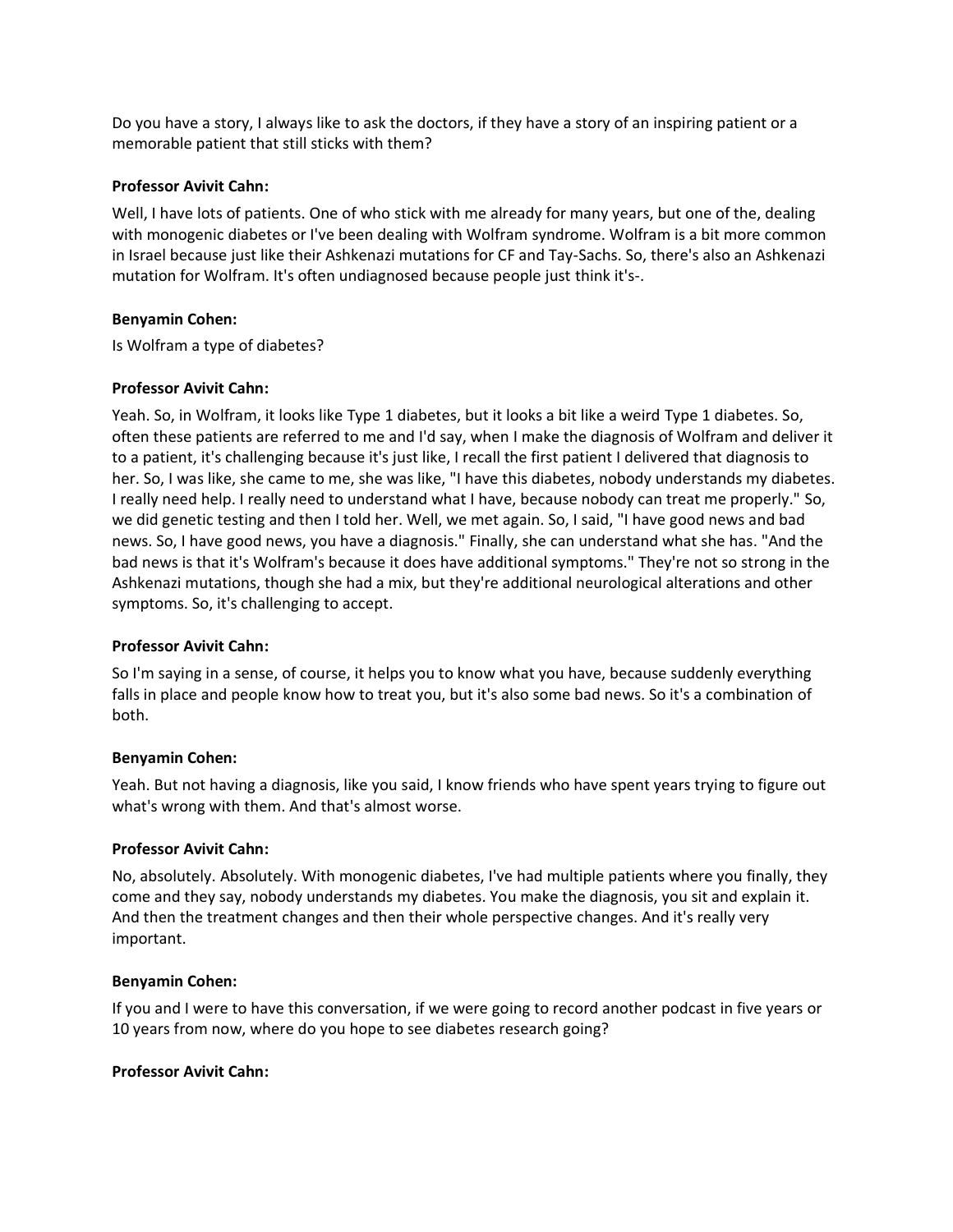Do you have a story, I always like to ask the doctors, if they have a story of an inspiring patient or a memorable patient that still sticks with them?

**Professor Avivit Cahn:**

Well, I have lots of patients. One of who stick with me already for many years, but one of the, dealing with monogenic diabetes or I've been dealing with Wolfram syndrome. Wolfram is a bit more common in Israel because just like their Ashkenazi mutations for CF and Tay-Sachs. So, there's also an Ashkenazi mutation for Wolfram. It's often undiagnosed because people just think it's-.

**Benyamin Cohen:**

Is Wolfram a type of diabetes?

**Professor Avivit Cahn:**

Yeah. So, in Wolfram, it looks like Type 1 diabetes, but it looks a bit like a weird Type 1 diabetes. So, often these patients are referred to me and I'd say, when I make the diagnosis of Wolfram and deliver it to a patient, it's challenging because it's just like, I recall the first patient I delivered that diagnosis to her. So, I was like, she came to me, she was like, "I have this diabetes, nobody understands my diabetes. I really need help. I really need to understand what I have, because nobody can treat me properly." So, we did genetic testing and then I told her. Well, we met again. So, I said, "I have good news and bad news. So, I have good news, you have a diagnosis." Finally, she can understand what she has. "And the bad news is that it's Wolfram's because it does have additional symptoms." They're not so strong in the Ashkenazi mutations, though she had a mix, but they're additional neurological alterations and other symptoms. So, it's challenging to accept.

**Professor Avivit Cahn:**

So I'm saying in a sense, of course, it helps you to know what you have, because suddenly everything falls in place and people know how to treat you, but it's also some bad news. So it's a combination of both.

**Benyamin Cohen:**

Yeah. But not having a diagnosis, like you said, I know friends who have spent years trying to figure out what's wrong with them. And that's almost worse.

**Professor Avivit Cahn:**

No, absolutely. Absolutely. With monogenic diabetes, I've had multiple patients where you finally, they come and they say, nobody understands my diabetes. You make the diagnosis, you sit and explain it. And then the treatment changes and then their whole perspective changes. And it's really very important.

**Benyamin Cohen:**

If you and I were to have this conversation, if we were going to record another podcast in five years or 10 years from now, where do you hope to see diabetes research going?

**Professor Avivit Cahn:**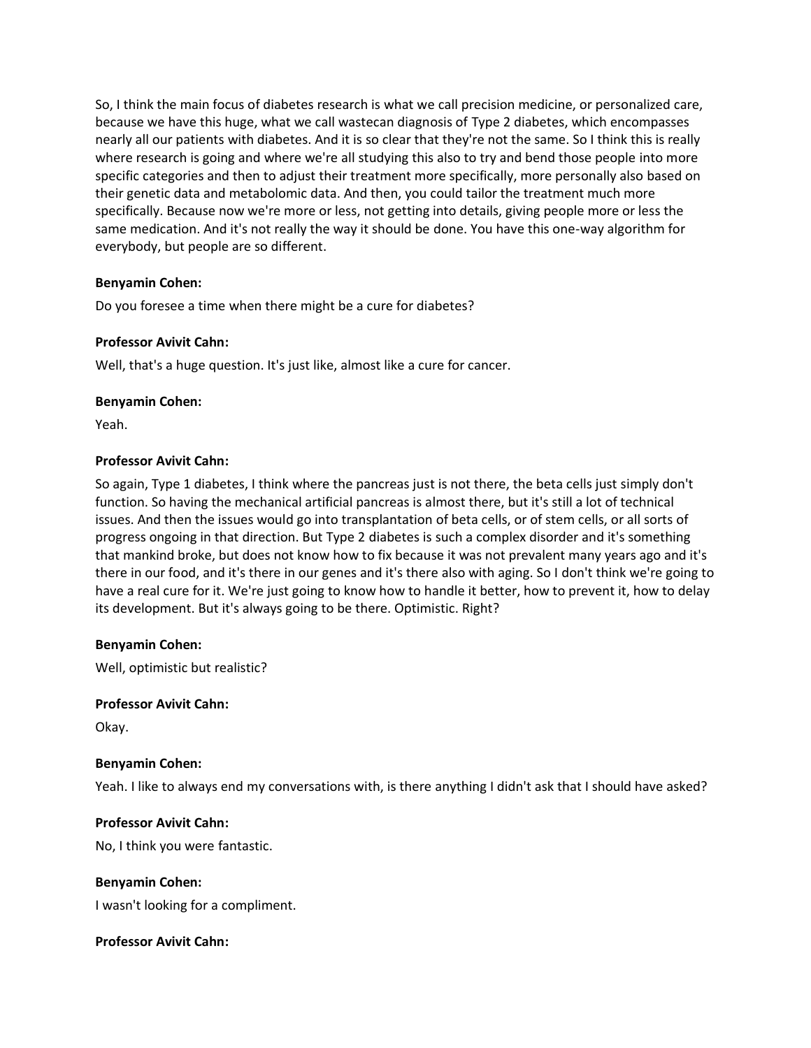So, I think the main focus of diabetes research is what we call precision medicine, or personalized care, because we have this huge, what we call wastecan diagnosis of Type 2 diabetes, which encompasses nearly all our patients with diabetes. And it is so clear that they're not the same. So I think this is really where research is going and where we're all studying this also to try and bend those people into more specific categories and then to adjust their treatment more specifically, more personally also based on their genetic data and metabolomic data. And then, you could tailor the treatment much more specifically. Because now we're more or less, not getting into details, giving people more or less the same medication. And it's not really the way it should be done. You have this one-way algorithm for everybody, but people are so different.

**Benyamin Cohen:**

Do you foresee a time when there might be a cure for diabetes?

**Professor Avivit Cahn:**

Well, that's a huge question. It's just like, almost like a cure for cancer.

**Benyamin Cohen:**

Yeah.

**Professor Avivit Cahn:**

So again, Type 1 diabetes, I think where the pancreas just is not there, the beta cells just simply don't function. So having the mechanical artificial pancreas is almost there, but it's still a lot of technical issues. And then the issues would go into transplantation of beta cells, or of stem cells, or all sorts of progress ongoing in that direction. But Type 2 diabetes is such a complex disorder and it's something that mankind broke, but does not know how to fix because it was not prevalent many years ago and it's there in our food, and it's there in our genes and it's there also with aging. So I don't think we're going to have a real cure for it. We're just going to know how to handle it better, how to prevent it, how to delay its development. But it's always going to be there. Optimistic. Right?

**Benyamin Cohen:**

Well, optimistic but realistic?

**Professor Avivit Cahn:**

Okay.

**Benyamin Cohen:**

Yeah. I like to always end my conversations with, is there anything I didn't ask that I should have asked?

**Professor Avivit Cahn:**

No, I think you were fantastic.

**Benyamin Cohen:**

I wasn't looking for a compliment.

**Professor Avivit Cahn:**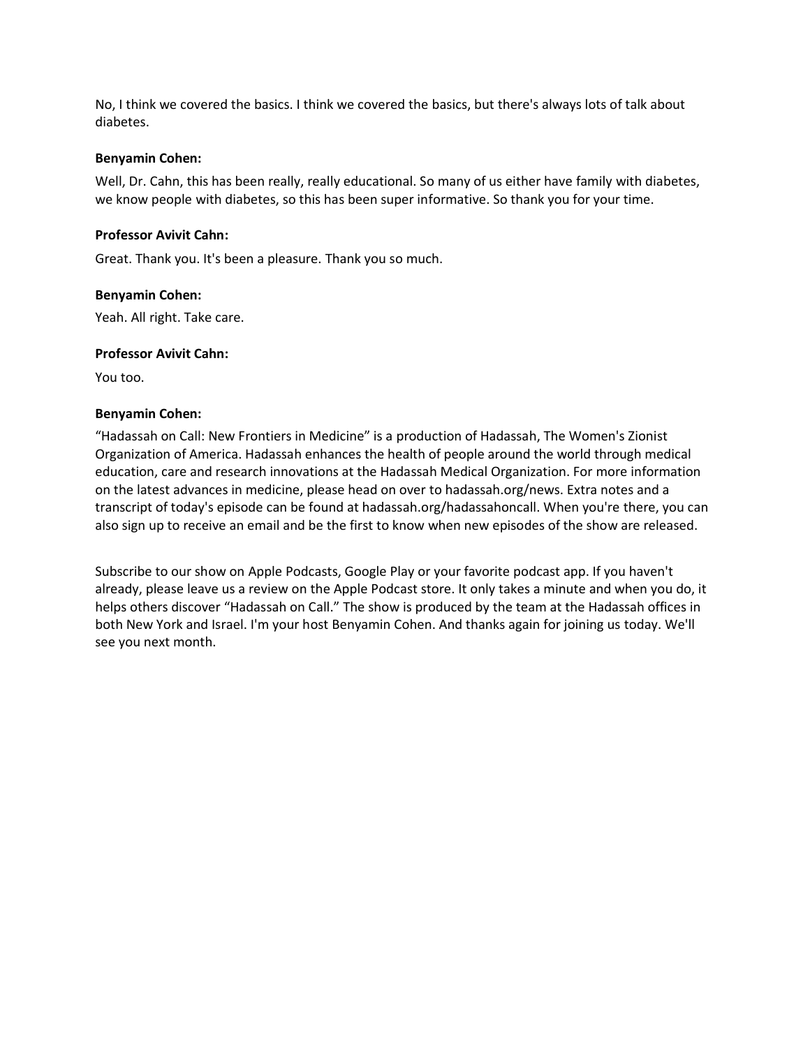No, I think we covered the basics. I think we covered the basics, but there's always lots of talk about diabetes.

**Benyamin Cohen:**

Well, Dr. Cahn, this has been really, really educational. So many of us either have family with diabetes, we know people with diabetes, so this has been super informative. So thank you for your time.

**Professor Avivit Cahn:**

Great. Thank you. It's been a pleasure. Thank you so much.

**Benyamin Cohen:**

Yeah. All right. Take care.

**Professor Avivit Cahn:**

You too.

**Benyamin Cohen:**

"Hadassah on Call: New Frontiers in Medicine" is a production of Hadassah, The Women's Zionist Organization of America. Hadassah enhances the health of people around the world through medical education, care and research innovations at the Hadassah Medical Organization. For more information on the latest advances in medicine, please head on over to hadassah.org/news. Extra notes and a transcript of today's episode can be found at hadassah.org/hadassahoncall. When you're there, you can also sign up to receive an email and be the first to know when new episodes of the show are released.

Subscribe to our show on Apple Podcasts, Google Play or your favorite podcast app. If you haven't already, please leave us a review on the Apple Podcast store. It only takes a minute and when you do, it helps others discover "Hadassah on Call." The show is produced by the team at the Hadassah offices in both New York and Israel. I'm your host Benyamin Cohen. And thanks again for joining us today. We'll see you next month.